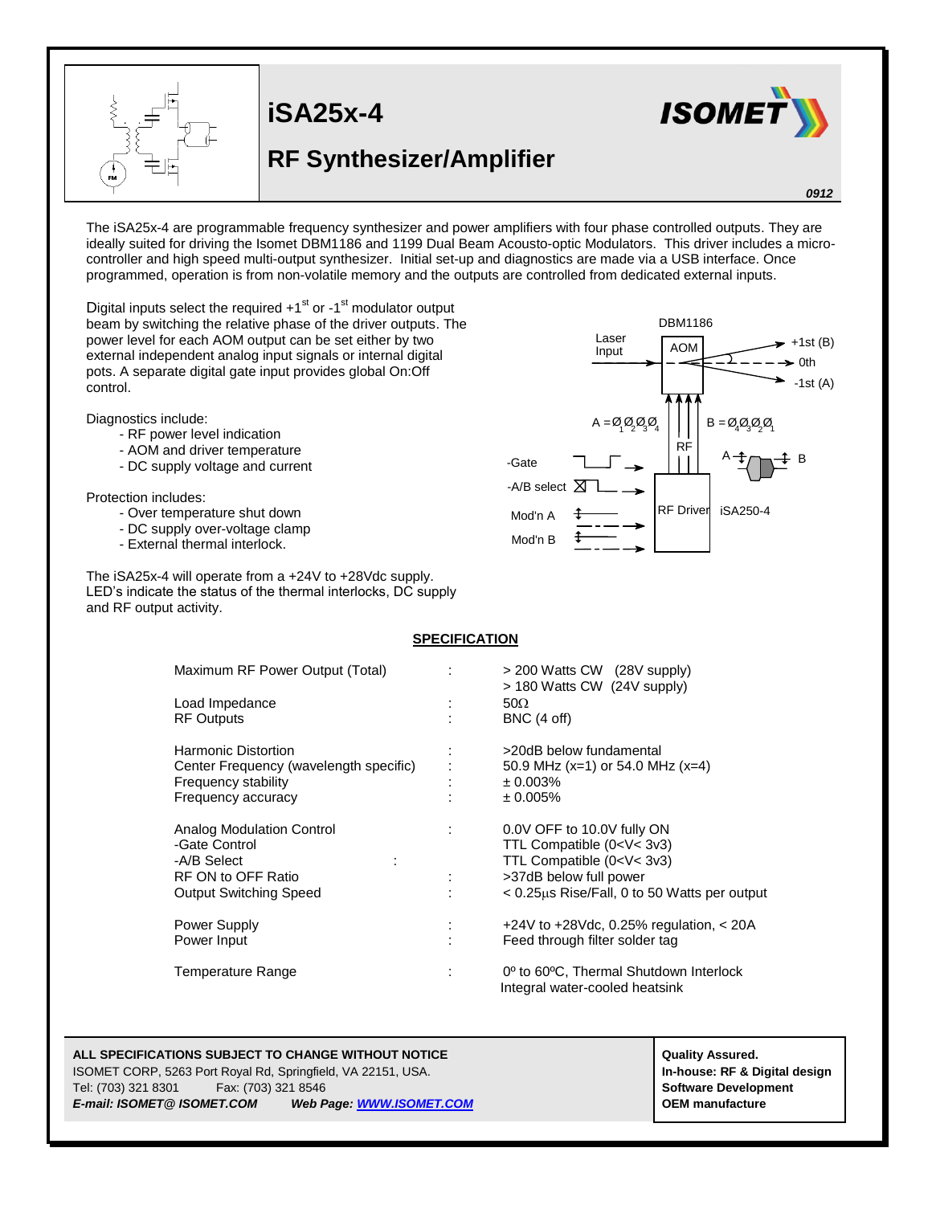# iSA25x-4

## RF Synthesizer/Amplifier

0912

The iSA25x-4 are programmable frequency synthesizer and power amplifiers with four phase controlled outputs. They are ideally suited for driving the Isomet DBM1186 and 1199 Dual Beam Acousto-optic Modulators. This driver includes a micro-controller and high speed multi-output synthesizer. Initial set-up and diagnostics are made via a USB interface. Once programmed, operation is from non-volatile memory and the outputs are controlled from dedicated external inputs.

Digital inputs select the required +1st or -1st modulator output beam by switching the relative phase of the driver outputs. The power level for each AOM output can be set either by two external independent analog input signals or internal digital pots. A separate digital gate input provides global On:Off control.

Diagnostics include:

- RF power level indication
- AOM and driver temperature
- DC supply voltage and current

Protection includes:

- Over temperature shut down
- DC supply over-voltage clamp
- External thermal interlock.

The iSA25x-4 will operate from a +24V to +28Vdc supply. LED's indicate the status of the thermal interlocks, DC supply and RF output activity.

DBM1186, Laser Input, AOM, +1st (B), 0th, -1st (A), $A = Ø_1 Ø_2 Ø_3 Ø_4$, $B = Ø_4 Ø_3 Ø_2 Ø_1$, RF, -Gate, -A/B select, Mod'n A, Mod'n B, RF Driver, iSA250-4, A, B

### SPECIFICATION

| | | |
|---|---|---|
| Maximum RF Power Output (Total) | : | > 200 Watts CW (28V supply)<br>> 180 Watts CW (24V supply) |
| Load Impedance | : | 50Ω |
| RF Outputs | : | BNC (4 off) |
| Harmonic Distortion | : | >20dB below fundamental |
| Center Frequency (wavelength specific) | : | 50.9 MHz (x=1) or 54.0 MHz (x=4) |
| Frequency stability | : | ± 0.003% |
| Frequency accuracy | : | ± 0.005% |
| Analog Modulation Control | : | 0.0V OFF to 10.0V fully ON |
| -Gate Control | | TTL Compatible (0<V< 3v3) |
| -A/B Select | : | TTL Compatible (0<V< 3v3) |
| RF ON to OFF Ratio | : | >37dB below full power |
| Output Switching Speed | : | < 0.25µs Rise/Fall, 0 to 50 Watts per output |
| Power Supply | : | +24V to +28Vdc, 0.25% regulation, < 20A |
| Power Input | : | Feed through filter solder tag |
| Temperature Range | : | 0º to 60ºC, Thermal Shutdown Interlock<br>Integral water-cooled heatsink |

**ALL SPECIFICATIONS SUBJECT TO CHANGE WITHOUT NOTICE**
ISOMET CORP, 5263 Port Royal Rd, Springfield, VA 22151, USA.
Tel: (703) 321 8301 Fax: (703) 321 8546
***E-mail: ISOMET@ ISOMET.COM*** ***Web Page: WWW.ISOMET.COM***

**Quality Assured.**
**In-house: RF & Digital design**
**Software Development**
**OEM manufacture**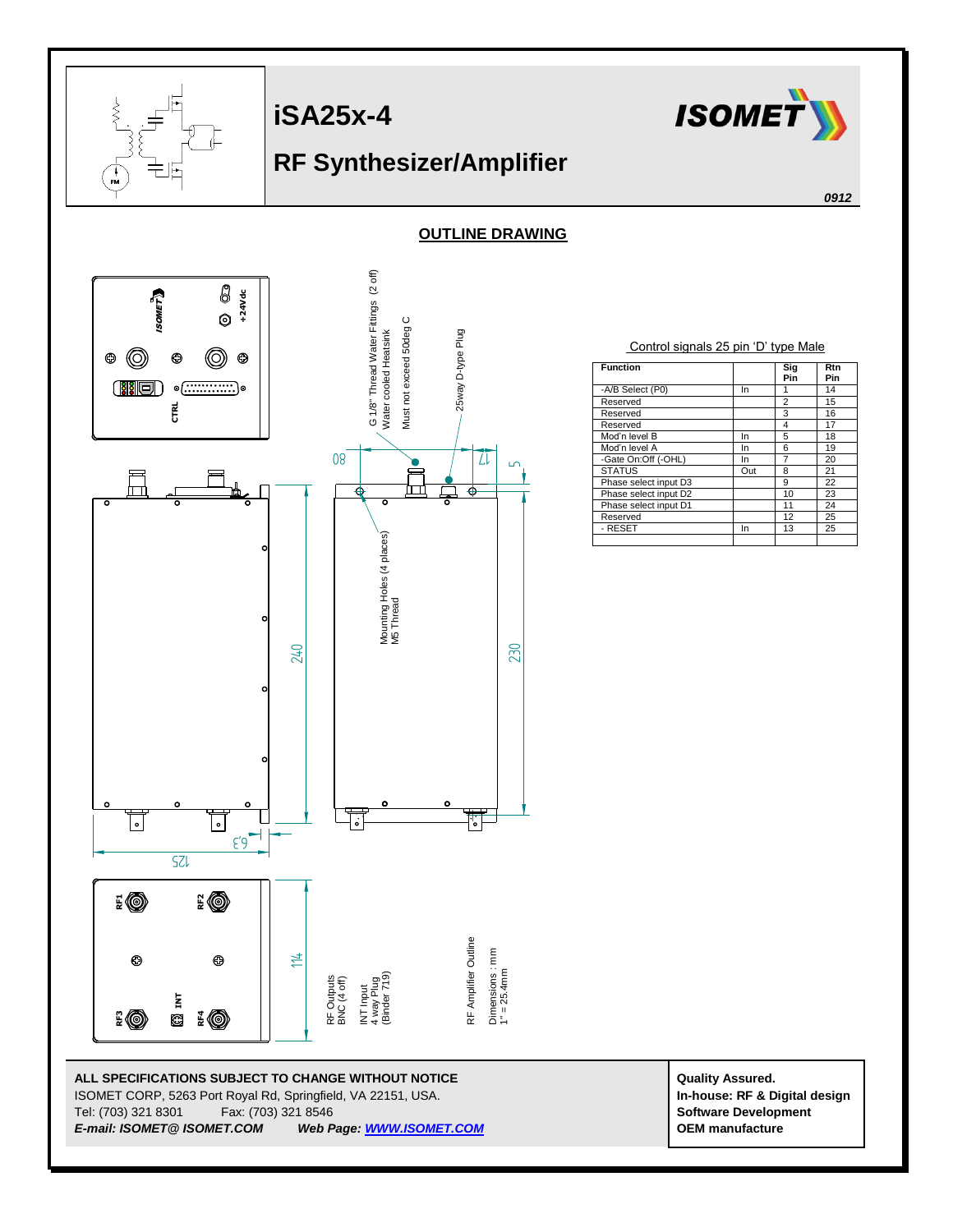# iSA25x-4

## RF Synthesizer/Amplifier

0912

### OUTLINE DRAWING

ISOMET
+24Vdc
CTRL

G 1/8" Thread Water Fittings (2 off)
Water cooled Heatsink
Must not exceed 50deg C

25way D-type Plug

80
17
5
240
230
6.3
125
114

Mounting Holes (4 places)
M5 Thread

RF1
RF2
RF3
RF4
INT

RF Outputs
BNC (4 off)

INT Input
4 way Plug
(Binder 719)

RF Amplifier Outline

Dimensions : mm
1" = 25.4mm

Control signals 25 pin 'D' type Male

| Function | | Sig Pin | Rtn Pin |
|---|---|---|---|
| -A/B Select (P0) | In | 1 | 14 |
| Reserved | | 2 | 15 |
| Reserved | | 3 | 16 |
| Reserved | | 4 | 17 |
| Mod'n level B | In | 5 | 18 |
| Mod'n level A | In | 6 | 19 |
| -Gate On:Off (-OHL) | In | 7 | 20 |
| STATUS | Out | 8 | 21 |
| Phase select input D3 | | 9 | 22 |
| Phase select input D2 | | 10 | 23 |
| Phase select input D1 | | 11 | 24 |
| Reserved | | 12 | 25 |
| - RESET | In | 13 | 25 |
| | | | |

**ALL SPECIFICATIONS SUBJECT TO CHANGE WITHOUT NOTICE**
ISOMET CORP, 5263 Port Royal Rd, Springfield, VA 22151, USA.
Tel: (703) 321 8301 Fax: (703) 321 8546
***E-mail: ISOMET@ ISOMET.COM Web Page: WWW.ISOMET.COM***

**Quality Assured.**
**In-house: RF & Digital design**
**Software Development**
**OEM manufacture**